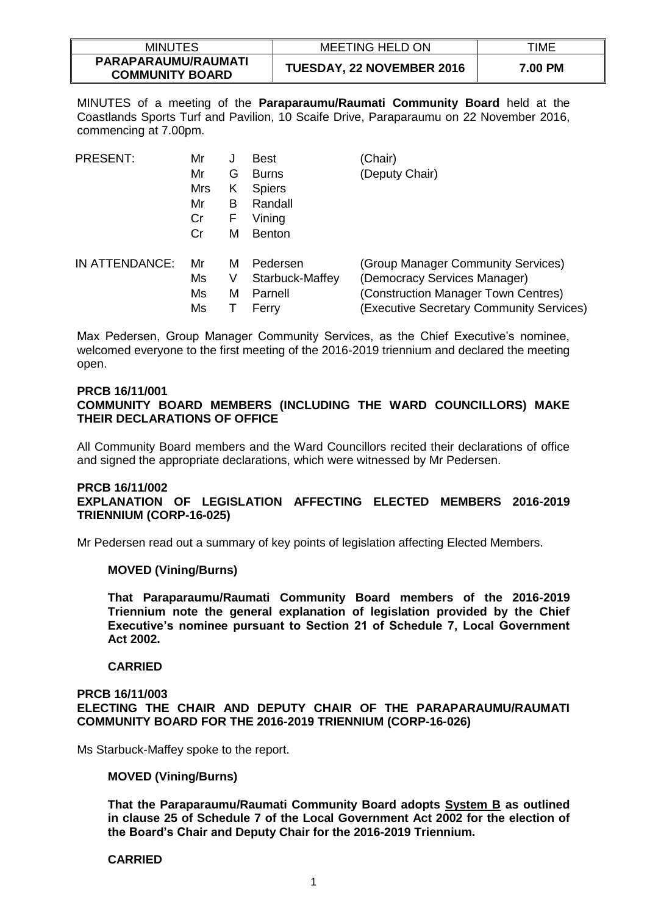| MINUTES | MEETING HELD ON | TIME |
|---|---|---|
| **PARAPARAUMU/RAUMATI COMMUNITY BOARD** | **TUESDAY, 22 NOVEMBER 2016** | **7.00 PM** |

MINUTES of a meeting of the **Paraparaumu/Raumati Community Board** held at the Coastlands Sports Turf and Pavilion, 10 Scaife Drive, Paraparaumu on 22 November 2016, commencing at 7.00pm.

| | | | | |
|---|---|---|---|---|
| PRESENT: | Mr | J | Best | (Chair) |
| | Mr | G | Burns | (Deputy Chair) |
| | Mrs | K | Spiers | |
| | Mr | B | Randall | |
| | Cr | F | Vining | |
| | Cr | M | Benton | |
| IN ATTENDANCE: | Mr | M | Pedersen | (Group Manager Community Services) |
| | Ms | V | Starbuck-Maffey | (Democracy Services Manager) |
| | Ms | M | Parnell | (Construction Manager Town Centres) |
| | Ms | T | Ferry | (Executive Secretary Community Services) |

Max Pedersen, Group Manager Community Services, as the Chief Executive's nominee, welcomed everyone to the first meeting of the 2016-2019 triennium and declared the meeting open.

**PRCB 16/11/001**
**COMMUNITY BOARD MEMBERS (INCLUDING THE WARD COUNCILLORS) MAKE THEIR DECLARATIONS OF OFFICE**

All Community Board members and the Ward Councillors recited their declarations of office and signed the appropriate declarations, which were witnessed by Mr Pedersen.

**PRCB 16/11/002**
**EXPLANATION OF LEGISLATION AFFECTING ELECTED MEMBERS 2016-2019 TRIENNIUM (CORP-16-025)**

Mr Pedersen read out a summary of key points of legislation affecting Elected Members.

**MOVED (Vining/Burns)**

**That Paraparaumu/Raumati Community Board members of the 2016-2019 Triennium note the general explanation of legislation provided by the Chief Executive's nominee pursuant to Section 21 of Schedule 7, Local Government Act 2002.**

**CARRIED**

**PRCB 16/11/003**
**ELECTING THE CHAIR AND DEPUTY CHAIR OF THE PARAPARAUMU/RAUMATI COMMUNITY BOARD FOR THE 2016-2019 TRIENNIUM (CORP-16-026)**

Ms Starbuck-Maffey spoke to the report.

**MOVED (Vining/Burns)**

**That the Paraparaumu/Raumati Community Board adopts System B as outlined in clause 25 of Schedule 7 of the Local Government Act 2002 for the election of the Board's Chair and Deputy Chair for the 2016-2019 Triennium.**

**CARRIED**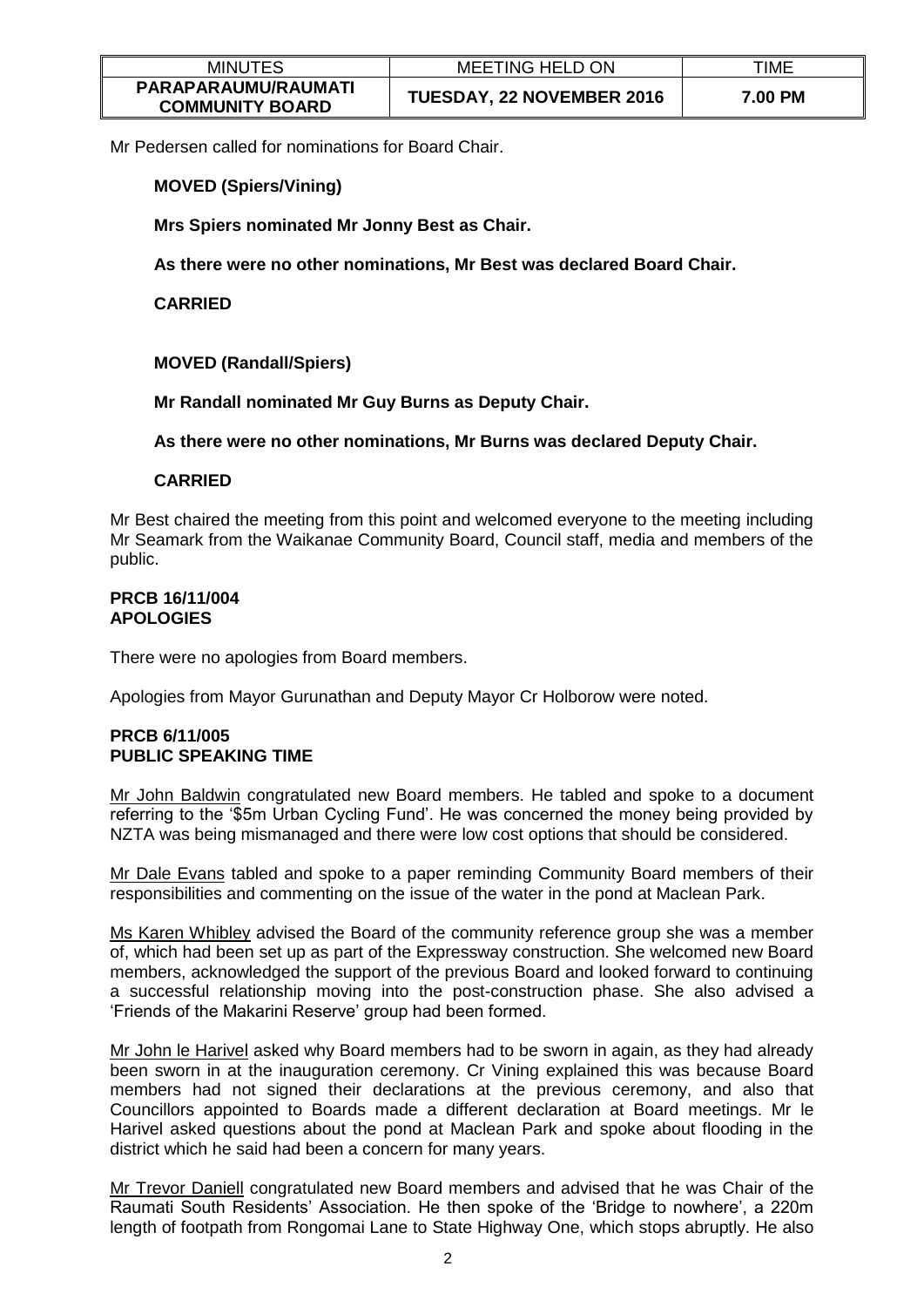Mr Pedersen called for nominations for Board Chair.

**MOVED (Spiers/Vining)**

**Mrs Spiers nominated Mr Jonny Best as Chair.**

**As there were no other nominations, Mr Best was declared Board Chair.**

**CARRIED**

**MOVED (Randall/Spiers)**

**Mr Randall nominated Mr Guy Burns as Deputy Chair.**

**As there were no other nominations, Mr Burns was declared Deputy Chair.**

**CARRIED**

Mr Best chaired the meeting from this point and welcomed everyone to the meeting including Mr Seamark from the Waikanae Community Board, Council staff, media and members of the public.

**PRCB 16/11/004**
**APOLOGIES**

There were no apologies from Board members.

Apologies from Mayor Gurunathan and Deputy Mayor Cr Holborow were noted.

**PRCB 6/11/005**
**PUBLIC SPEAKING TIME**

Mr John Baldwin congratulated new Board members. He tabled and spoke to a document referring to the '$5m Urban Cycling Fund'. He was concerned the money being provided by NZTA was being mismanaged and there were low cost options that should be considered.

Mr Dale Evans tabled and spoke to a paper reminding Community Board members of their responsibilities and commenting on the issue of the water in the pond at Maclean Park.

Ms Karen Whibley advised the Board of the community reference group she was a member of, which had been set up as part of the Expressway construction. She welcomed new Board members, acknowledged the support of the previous Board and looked forward to continuing a successful relationship moving into the post-construction phase. She also advised a 'Friends of the Makarini Reserve' group had been formed.

Mr John le Harivel asked why Board members had to be sworn in again, as they had already been sworn in at the inauguration ceremony. Cr Vining explained this was because Board members had not signed their declarations at the previous ceremony, and also that Councillors appointed to Boards made a different declaration at Board meetings. Mr le Harivel asked questions about the pond at Maclean Park and spoke about flooding in the district which he said had been a concern for many years.

Mr Trevor Daniell congratulated new Board members and advised that he was Chair of the Raumati South Residents' Association. He then spoke of the 'Bridge to nowhere', a 220m length of footpath from Rongomai Lane to State Highway One, which stops abruptly. He also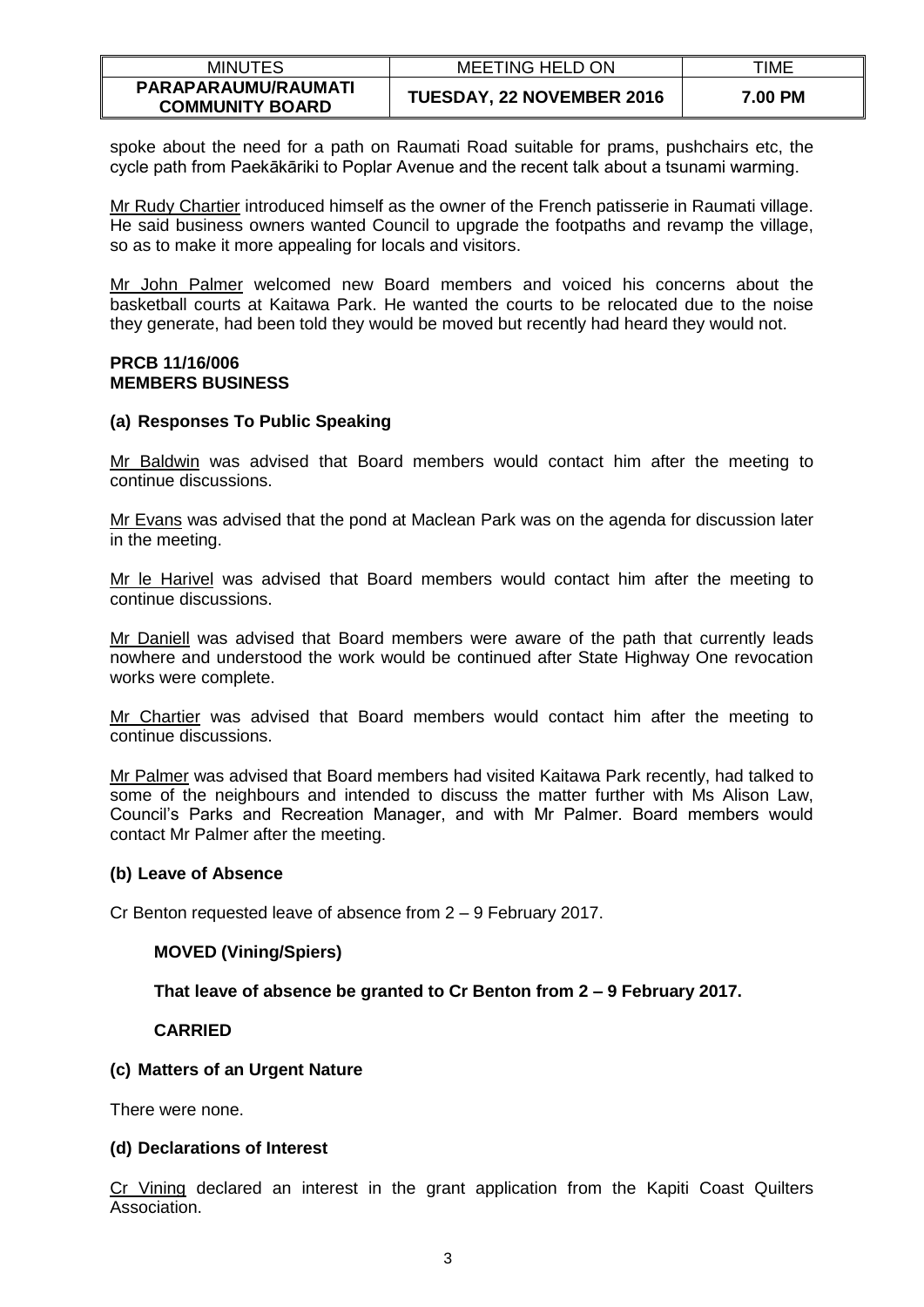spoke about the need for a path on Raumati Road suitable for prams, pushchairs etc, the cycle path from Paekākāriki to Poplar Avenue and the recent talk about a tsunami warming.

Mr Rudy Chartier introduced himself as the owner of the French patisserie in Raumati village. He said business owners wanted Council to upgrade the footpaths and revamp the village, so as to make it more appealing for locals and visitors.

Mr John Palmer welcomed new Board members and voiced his concerns about the basketball courts at Kaitawa Park. He wanted the courts to be relocated due to the noise they generate, had been told they would be moved but recently had heard they would not.

**PRCB 11/16/006**
**MEMBERS BUSINESS**

**(a) Responses To Public Speaking**

Mr Baldwin was advised that Board members would contact him after the meeting to continue discussions.

Mr Evans was advised that the pond at Maclean Park was on the agenda for discussion later in the meeting.

Mr le Harivel was advised that Board members would contact him after the meeting to continue discussions.

Mr Daniell was advised that Board members were aware of the path that currently leads nowhere and understood the work would be continued after State Highway One revocation works were complete.

Mr Chartier was advised that Board members would contact him after the meeting to continue discussions.

Mr Palmer was advised that Board members had visited Kaitawa Park recently, had talked to some of the neighbours and intended to discuss the matter further with Ms Alison Law, Council's Parks and Recreation Manager, and with Mr Palmer. Board members would contact Mr Palmer after the meeting.

**(b) Leave of Absence**

Cr Benton requested leave of absence from 2 – 9 February 2017.

**MOVED (Vining/Spiers)**

**That leave of absence be granted to Cr Benton from 2 – 9 February 2017.**

**CARRIED**

**(c) Matters of an Urgent Nature**

There were none.

**(d) Declarations of Interest**

Cr Vining declared an interest in the grant application from the Kapiti Coast Quilters Association.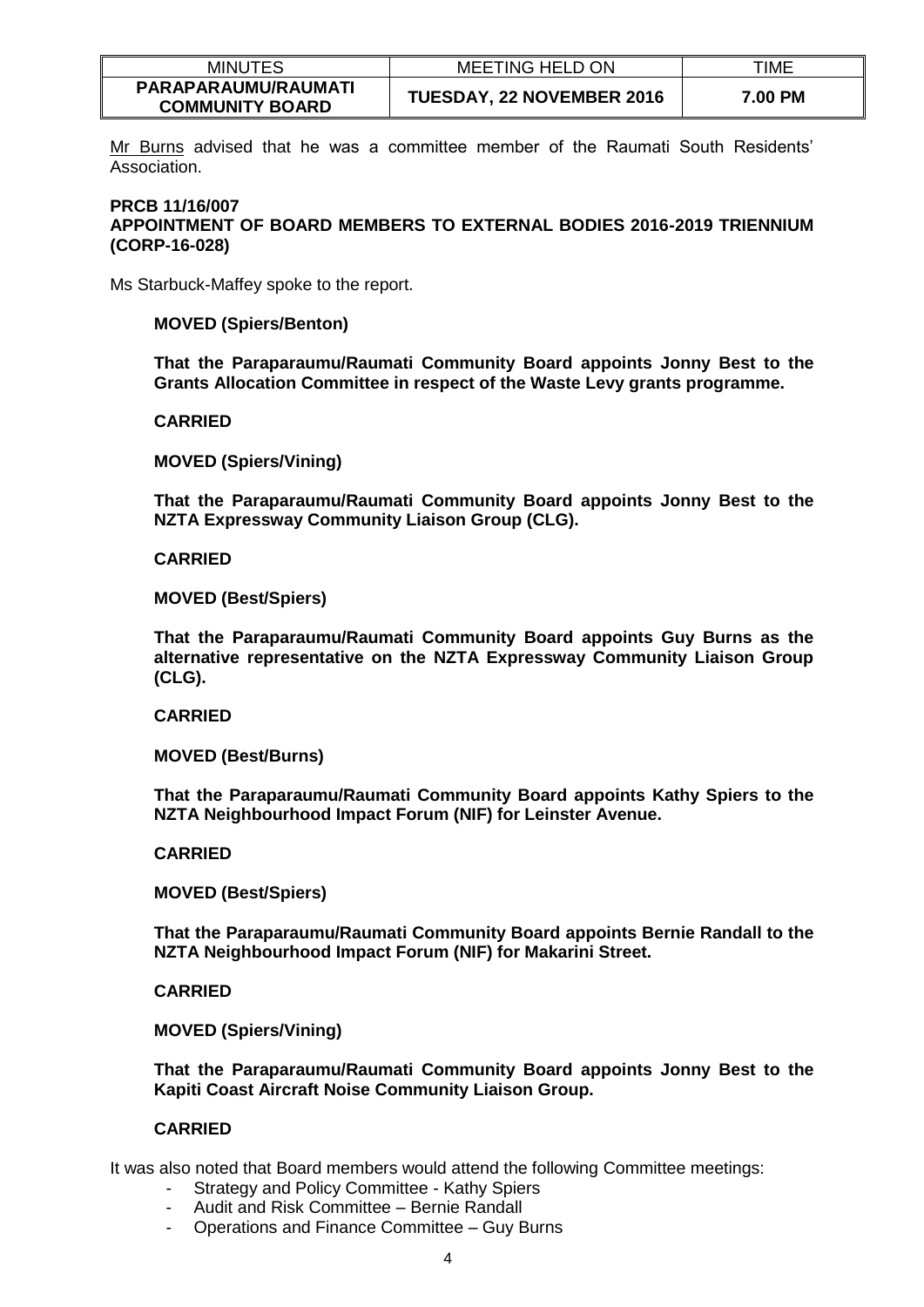Mr Burns advised that he was a committee member of the Raumati South Residents' Association.

**PRCB 11/16/007**
**APPOINTMENT OF BOARD MEMBERS TO EXTERNAL BODIES 2016-2019 TRIENNIUM (CORP-16-028)**

Ms Starbuck-Maffey spoke to the report.

**MOVED (Spiers/Benton)**

**That the Paraparaumu/Raumati Community Board appoints Jonny Best to the Grants Allocation Committee in respect of the Waste Levy grants programme.**

**CARRIED**

**MOVED (Spiers/Vining)**

**That the Paraparaumu/Raumati Community Board appoints Jonny Best to the NZTA Expressway Community Liaison Group (CLG).**

**CARRIED**

**MOVED (Best/Spiers)**

**That the Paraparaumu/Raumati Community Board appoints Guy Burns as the alternative representative on the NZTA Expressway Community Liaison Group (CLG).**

**CARRIED**

**MOVED (Best/Burns)**

**That the Paraparaumu/Raumati Community Board appoints Kathy Spiers to the NZTA Neighbourhood Impact Forum (NIF) for Leinster Avenue.**

**CARRIED**

**MOVED (Best/Spiers)**

**That the Paraparaumu/Raumati Community Board appoints Bernie Randall to the NZTA Neighbourhood Impact Forum (NIF) for Makarini Street.**

**CARRIED**

**MOVED (Spiers/Vining)**

**That the Paraparaumu/Raumati Community Board appoints Jonny Best to the Kapiti Coast Aircraft Noise Community Liaison Group.**

**CARRIED**

It was also noted that Board members would attend the following Committee meetings:

- Strategy and Policy Committee - Kathy Spiers
- Audit and Risk Committee – Bernie Randall
- Operations and Finance Committee – Guy Burns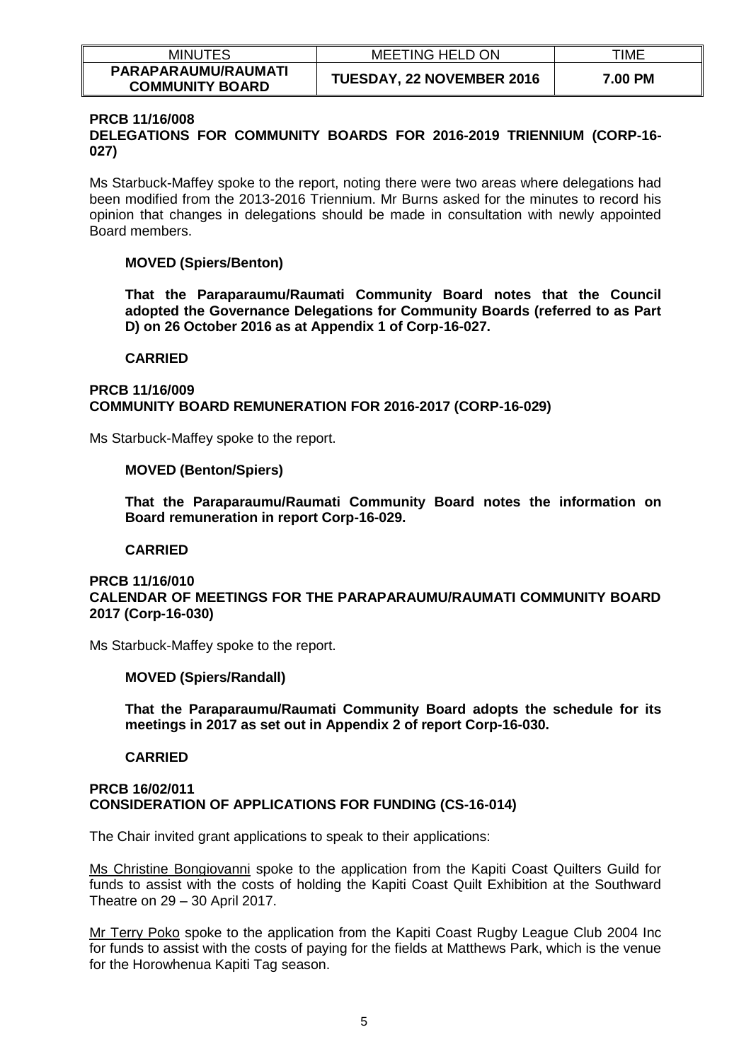**PRCB 11/16/008**
**DELEGATIONS FOR COMMUNITY BOARDS FOR 2016-2019 TRIENNIUM (CORP-16-027)**

Ms Starbuck-Maffey spoke to the report, noting there were two areas where delegations had been modified from the 2013-2016 Triennium. Mr Burns asked for the minutes to record his opinion that changes in delegations should be made in consultation with newly appointed Board members.

**MOVED (Spiers/Benton)**

**That the Paraparaumu/Raumati Community Board notes that the Council adopted the Governance Delegations for Community Boards (referred to as Part D) on 26 October 2016 as at Appendix 1 of Corp-16-027.**

**CARRIED**

**PRCB 11/16/009**
**COMMUNITY BOARD REMUNERATION FOR 2016-2017 (CORP-16-029)**

Ms Starbuck-Maffey spoke to the report.

**MOVED (Benton/Spiers)**

**That the Paraparaumu/Raumati Community Board notes the information on Board remuneration in report Corp-16-029.**

**CARRIED**

**PRCB 11/16/010**
**CALENDAR OF MEETINGS FOR THE PARAPARAUMU/RAUMATI COMMUNITY BOARD 2017 (Corp-16-030)**

Ms Starbuck-Maffey spoke to the report.

**MOVED (Spiers/Randall)**

**That the Paraparaumu/Raumati Community Board adopts the schedule for its meetings in 2017 as set out in Appendix 2 of report Corp-16-030.**

**CARRIED**

**PRCB 16/02/011**
**CONSIDERATION OF APPLICATIONS FOR FUNDING (CS-16-014)**

The Chair invited grant applications to speak to their applications:

Ms Christine Bongiovanni spoke to the application from the Kapiti Coast Quilters Guild for funds to assist with the costs of holding the Kapiti Coast Quilt Exhibition at the Southward Theatre on 29 – 30 April 2017.

Mr Terry Poko spoke to the application from the Kapiti Coast Rugby League Club 2004 Inc for funds to assist with the costs of paying for the fields at Matthews Park, which is the venue for the Horowhenua Kapiti Tag season.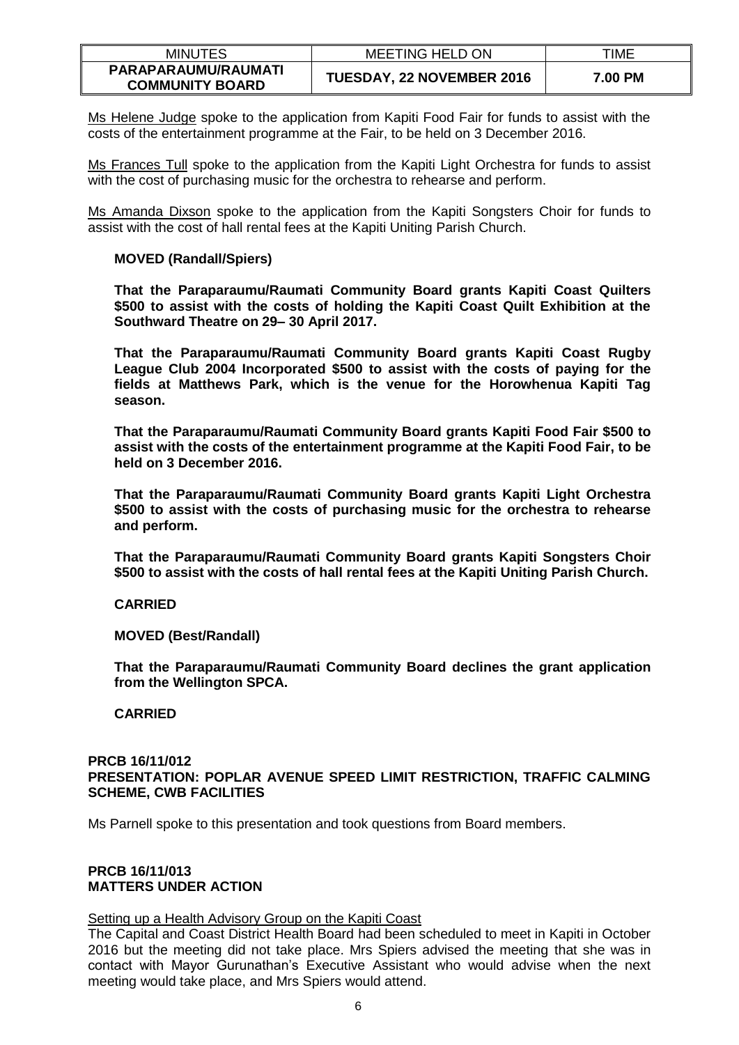Ms Helene Judge spoke to the application from Kapiti Food Fair for funds to assist with the costs of the entertainment programme at the Fair, to be held on 3 December 2016.

Ms Frances Tull spoke to the application from the Kapiti Light Orchestra for funds to assist with the cost of purchasing music for the orchestra to rehearse and perform.

Ms Amanda Dixson spoke to the application from the Kapiti Songsters Choir for funds to assist with the cost of hall rental fees at the Kapiti Uniting Parish Church.

**MOVED (Randall/Spiers)**

**That the Paraparaumu/Raumati Community Board grants Kapiti Coast Quilters $500 to assist with the costs of holding the Kapiti Coast Quilt Exhibition at the Southward Theatre on 29– 30 April 2017.**

**That the Paraparaumu/Raumati Community Board grants Kapiti Coast Rugby League Club 2004 Incorporated $500 to assist with the costs of paying for the fields at Matthews Park, which is the venue for the Horowhenua Kapiti Tag season.**

**That the Paraparaumu/Raumati Community Board grants Kapiti Food Fair $500 to assist with the costs of the entertainment programme at the Kapiti Food Fair, to be held on 3 December 2016.**

**That the Paraparaumu/Raumati Community Board grants Kapiti Light Orchestra $500 to assist with the costs of purchasing music for the orchestra to rehearse and perform.**

**That the Paraparaumu/Raumati Community Board grants Kapiti Songsters Choir $500 to assist with the costs of hall rental fees at the Kapiti Uniting Parish Church.**

**CARRIED**

**MOVED (Best/Randall)**

**That the Paraparaumu/Raumati Community Board declines the grant application from the Wellington SPCA.**

**CARRIED**

## PRCB 16/11/012
## PRESENTATION: POPLAR AVENUE SPEED LIMIT RESTRICTION, TRAFFIC CALMING SCHEME, CWB FACILITIES

Ms Parnell spoke to this presentation and took questions from Board members.

## PRCB 16/11/013
## MATTERS UNDER ACTION

Setting up a Health Advisory Group on the Kapiti Coast

The Capital and Coast District Health Board had been scheduled to meet in Kapiti in October 2016 but the meeting did not take place. Mrs Spiers advised the meeting that she was in contact with Mayor Gurunathan's Executive Assistant who would advise when the next meeting would take place, and Mrs Spiers would attend.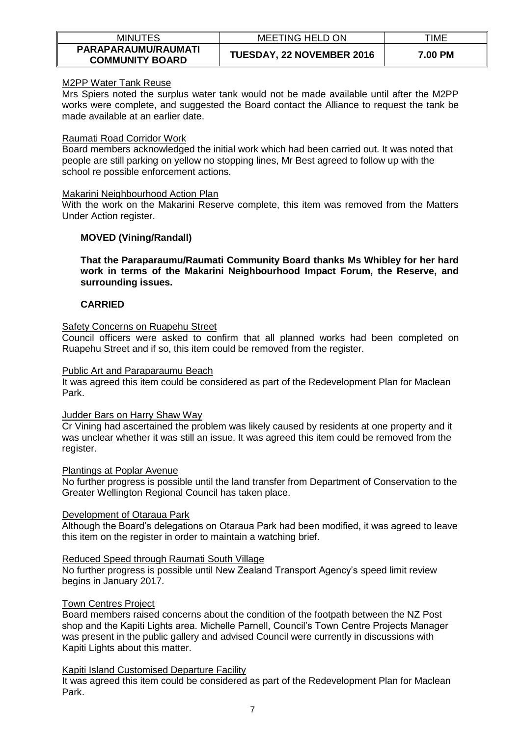M2PP Water Tank Reuse

Mrs Spiers noted the surplus water tank would not be made available until after the M2PP works were complete, and suggested the Board contact the Alliance to request the tank be made available at an earlier date.

Raumati Road Corridor Work

Board members acknowledged the initial work which had been carried out. It was noted that people are still parking on yellow no stopping lines, Mr Best agreed to follow up with the school re possible enforcement actions.

Makarini Neighbourhood Action Plan

With the work on the Makarini Reserve complete, this item was removed from the Matters Under Action register.

**MOVED (Vining/Randall)**

**That the Paraparaumu/Raumati Community Board thanks Ms Whibley for her hard work in terms of the Makarini Neighbourhood Impact Forum, the Reserve, and surrounding issues.**

**CARRIED**

Safety Concerns on Ruapehu Street

Council officers were asked to confirm that all planned works had been completed on Ruapehu Street and if so, this item could be removed from the register.

Public Art and Paraparaumu Beach

It was agreed this item could be considered as part of the Redevelopment Plan for Maclean Park.

Judder Bars on Harry Shaw Way

Cr Vining had ascertained the problem was likely caused by residents at one property and it was unclear whether it was still an issue. It was agreed this item could be removed from the register.

Plantings at Poplar Avenue

No further progress is possible until the land transfer from Department of Conservation to the Greater Wellington Regional Council has taken place.

Development of Otaraua Park

Although the Board's delegations on Otaraua Park had been modified, it was agreed to leave this item on the register in order to maintain a watching brief.

Reduced Speed through Raumati South Village

No further progress is possible until New Zealand Transport Agency's speed limit review begins in January 2017.

Town Centres Project

Board members raised concerns about the condition of the footpath between the NZ Post shop and the Kapiti Lights area. Michelle Parnell, Council's Town Centre Projects Manager was present in the public gallery and advised Council were currently in discussions with Kapiti Lights about this matter.

Kapiti Island Customised Departure Facility

It was agreed this item could be considered as part of the Redevelopment Plan for Maclean Park.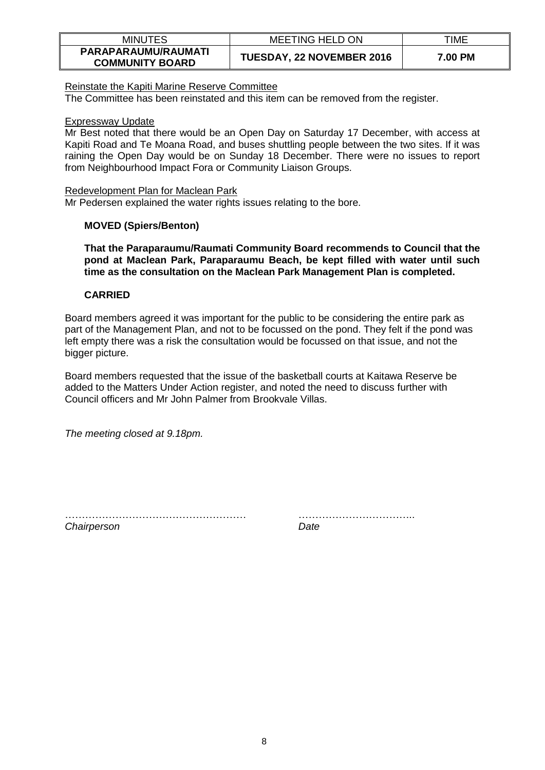Reinstate the Kapiti Marine Reserve Committee

The Committee has been reinstated and this item can be removed from the register.

Expressway Update

Mr Best noted that there would be an Open Day on Saturday 17 December, with access at Kapiti Road and Te Moana Road, and buses shuttling people between the two sites. If it was raining the Open Day would be on Sunday 18 December. There were no issues to report from Neighbourhood Impact Fora or Community Liaison Groups.

Redevelopment Plan for Maclean Park

Mr Pedersen explained the water rights issues relating to the bore.

**MOVED (Spiers/Benton)**

**That the Paraparaumu/Raumati Community Board recommends to Council that the pond at Maclean Park, Paraparaumu Beach, be kept filled with water until such time as the consultation on the Maclean Park Management Plan is completed.**

**CARRIED**

Board members agreed it was important for the public to be considering the entire park as part of the Management Plan, and not to be focussed on the pond. They felt if the pond was left empty there was a risk the consultation would be focussed on that issue, and not the bigger picture.

Board members requested that the issue of the basketball courts at Kaitawa Reserve be added to the Matters Under Action register, and noted the need to discuss further with Council officers and Mr John Palmer from Brookvale Villas.

*The meeting closed at 9.18pm.*

……………………………………………… ……………………………..

*Chairperson* *Date*